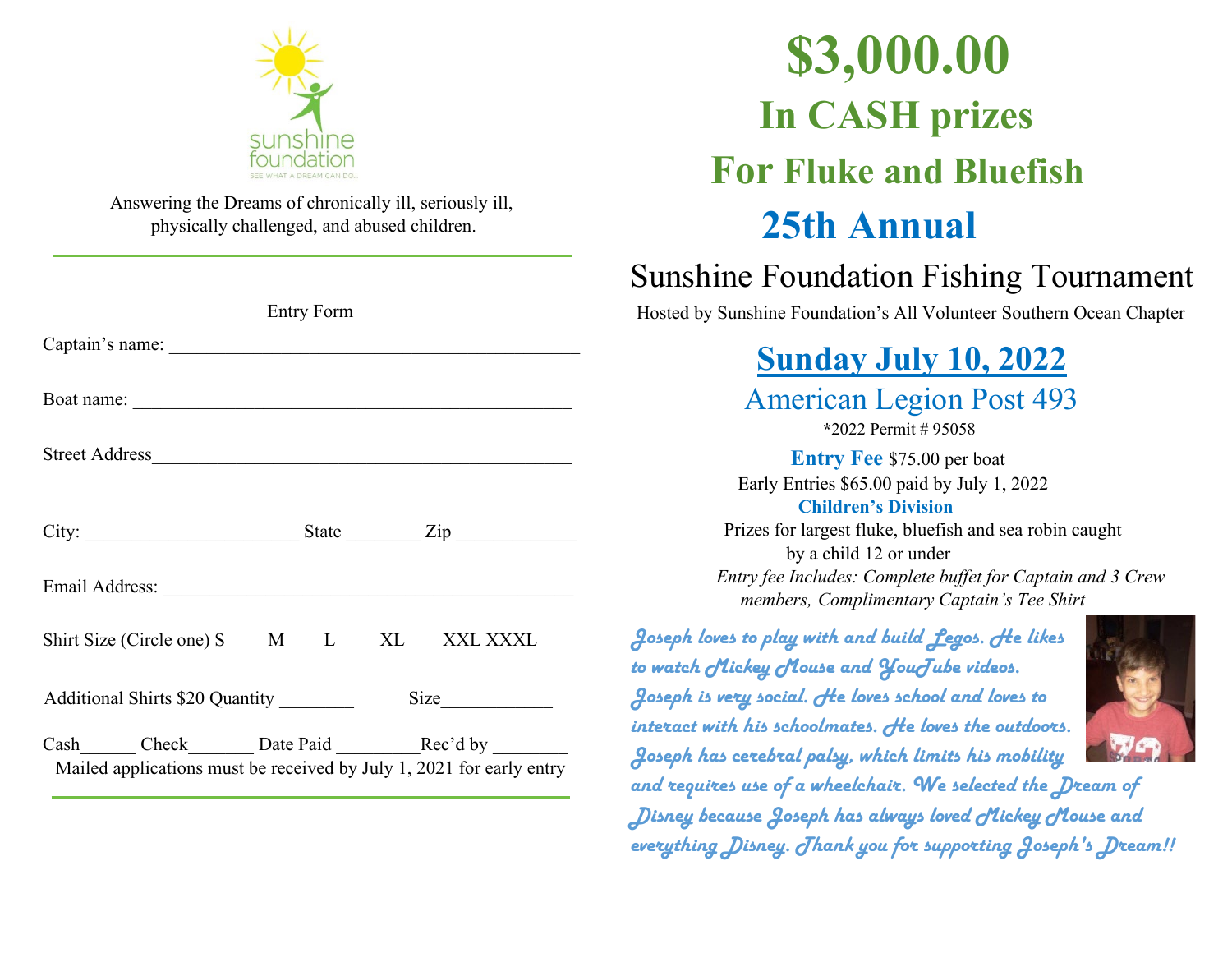sunshine foundation

SEE WHAT A DREAM CAN DO...

Answering the Dreams of chronically ill, seriously ill, physically challenged, and abused children.

Entry Form

Captain's name: ____________________________________________

Boat name: ____________________________________________

Street Address____________________________________________

City: ______________________ State ________ Zip ____________

Email Address: ____________________________________________

Shirt Size (Circle one) S M L XL XXL XXXL

Additional Shirts $20 Quantity ________ Size____________

Cash______ Check_______ Date Paid _________Rec'd by ________

Mailed applications must be received by July 1, 2021 for early entry

# $3,000.00

## In CASH prizes

## For Fluke and Bluefish

## 25th Annual

## Sunshine Foundation Fishing Tournament

Hosted by Sunshine Foundation's All Volunteer Southern Ocean Chapter

## Sunday July 10, 2022

### American Legion Post 493

*2022 Permit # 95058

**Entry Fee** $75.00 per boat

Early Entries $65.00 paid by July 1, 2022

**Children's Division**

Prizes for largest fluke, bluefish and sea robin caught by a child 12 or under

*Entry fee Includes: Complete buffet for Captain and 3 Crew members, Complimentary Captain's Tee Shirt*

*Joseph loves to play with and build Legos. He likes to watch Mickey Mouse and YouTube videos. Joseph is very social. He loves school and loves to interact with his schoolmates. He loves the outdoors. Joseph has cerebral palsy, which limits his mobility and requires use of a wheelchair. We selected the Dream of Disney because Joseph has always loved Mickey Mouse and everything Disney. Thank you for supporting Joseph's Dream!!*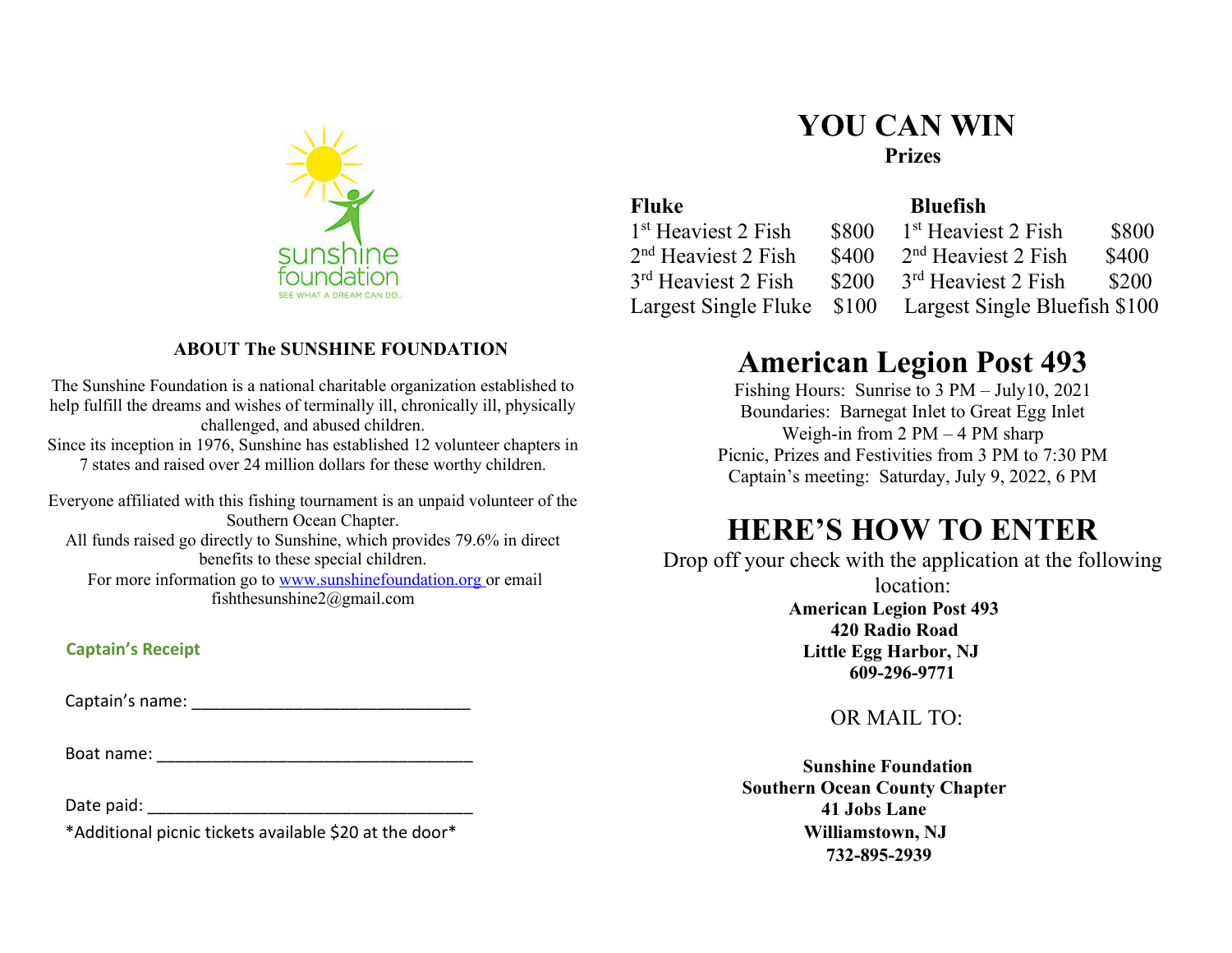sunshine foundation

SEE WHAT A DREAM CAN DO...

**ABOUT The SUNSHINE FOUNDATION**

The Sunshine Foundation is a national charitable organization established to help fulfill the dreams and wishes of terminally ill, chronically ill, physically challenged, and abused children.

Since its inception in 1976, Sunshine has established 12 volunteer chapters in 7 states and raised over 24 million dollars for these worthy children.

Everyone affiliated with this fishing tournament is an unpaid volunteer of the Southern Ocean Chapter.

All funds raised go directly to Sunshine, which provides 79.6% in direct benefits to these special children.

For more information go to www.sunshinefoundation.org or email fishthesunshine2@gmail.com

**Captain's Receipt**

Captain's name: ______________________________

Boat name: __________________________________

Date paid: ___________________________________

*Additional picnic tickets available $20 at the door*

# YOU CAN WIN

**Prizes**

| | | | |
|---|---|---|---|
| **Fluke** | | **Bluefish** | |
| 1st Heaviest 2 Fish | $800 | 1st Heaviest 2 Fish | $800 |
| 2nd Heaviest 2 Fish | $400 | 2nd Heaviest 2 Fish | $400 |
| 3rd Heaviest 2 Fish | $200 | 3rd Heaviest 2 Fish | $200 |
| Largest Single Fluke | $100 | Largest Single Bluefish | $100 |

# American Legion Post 493

Fishing Hours: Sunrise to 3 PM – July10, 2021

Boundaries: Barnegat Inlet to Great Egg Inlet

Weigh-in from 2 PM – 4 PM sharp

Picnic, Prizes and Festivities from 3 PM to 7:30 PM

Captain's meeting: Saturday, July 9, 2022, 6 PM

# HERE'S HOW TO ENTER

Drop off your check with the application at the following location:

**American Legion Post 493**
**420 Radio Road**
**Little Egg Harbor, NJ**
**609-296-9771**

OR MAIL TO:

**Sunshine Foundation**
**Southern Ocean County Chapter**
**41 Jobs Lane**
**Williamstown, NJ**
**732-895-2939**